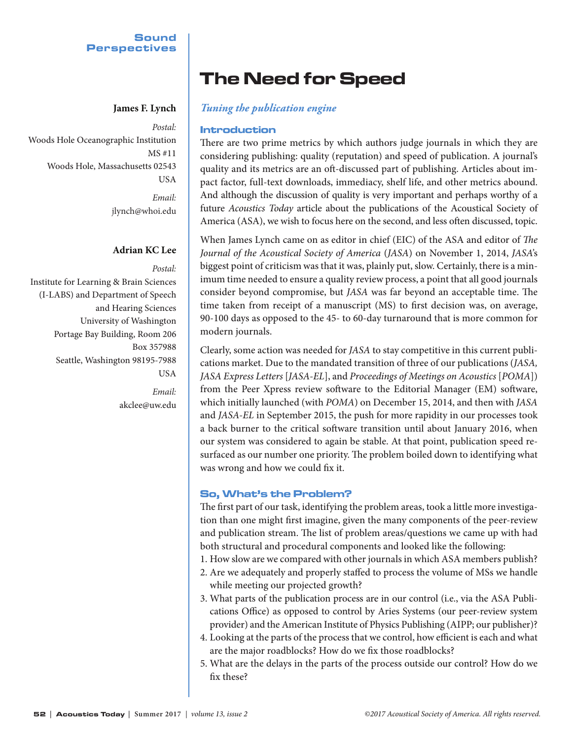Sound Perspectives

# The Need for Speed

**James F. Lynch**

*Postal:*
Woods Hole Oceanographic Institution
MS #11
Woods Hole, Massachusetts 02543
USA

*Email:*
jlynch@whoi.edu

**Adrian KC Lee**

*Postal:*
Institute for Learning & Brain Sciences (I-LABS) and Department of Speech and Hearing Sciences
University of Washington
Portage Bay Building, Room 206
Box 357988
Seattle, Washington 98195-7988
USA

*Email:*
akclee@uw.edu

## *Tuning the publication engine*

### Introduction

There are two prime metrics by which authors judge journals in which they are considering publishing: quality (reputation) and speed of publication. A journal's quality and its metrics are an oft-discussed part of publishing. Articles about impact factor, full-text downloads, immediacy, shelf life, and other metrics abound. And although the discussion of quality is very important and perhaps worthy of a future *Acoustics Today* article about the publications of the Acoustical Society of America (ASA), we wish to focus here on the second, and less often discussed, topic.

When James Lynch came on as editor in chief (EIC) of the ASA and editor of *The Journal of the Acoustical Society of America* (*JASA*) on November 1, 2014, *JASA*'s biggest point of criticism was that it was, plainly put, slow. Certainly, there is a minimum time needed to ensure a quality review process, a point that all good journals consider beyond compromise, but *JASA* was far beyond an acceptable time. The time taken from receipt of a manuscript (MS) to first decision was, on average, 90-100 days as opposed to the 45- to 60-day turnaround that is more common for modern journals.

Clearly, some action was needed for *JASA* to stay competitive in this current publications market. Due to the mandated transition of three of our publications (*JASA, JASA Express Letters* [*JASA-EL*], and *Proceedings of Meetings on Acoustics* [*POMA*]) from the Peer Xpress review software to the Editorial Manager (EM) software, which initially launched (with *POMA*) on December 15, 2014, and then with *JASA* and *JASA-EL* in September 2015, the push for more rapidity in our processes took a back burner to the critical software transition until about January 2016, when our system was considered to again be stable. At that point, publication speed resurfaced as our number one priority. The problem boiled down to identifying what was wrong and how we could fix it.

### So, What's the Problem?

The first part of our task, identifying the problem areas, took a little more investigation than one might first imagine, given the many components of the peer-review and publication stream. The list of problem areas/questions we came up with had both structural and procedural components and looked like the following:

1. How slow are we compared with other journals in which ASA members publish?
2. Are we adequately and properly staffed to process the volume of MSs we handle while meeting our projected growth?
3. What parts of the publication process are in our control (i.e., via the ASA Publications Office) as opposed to control by Aries Systems (our peer-review system provider) and the American Institute of Physics Publishing (AIPP; our publisher)?
4. Looking at the parts of the process that we control, how efficient is each and what are the major roadblocks? How do we fix those roadblocks?
5. What are the delays in the parts of the process outside our control? How do we fix these?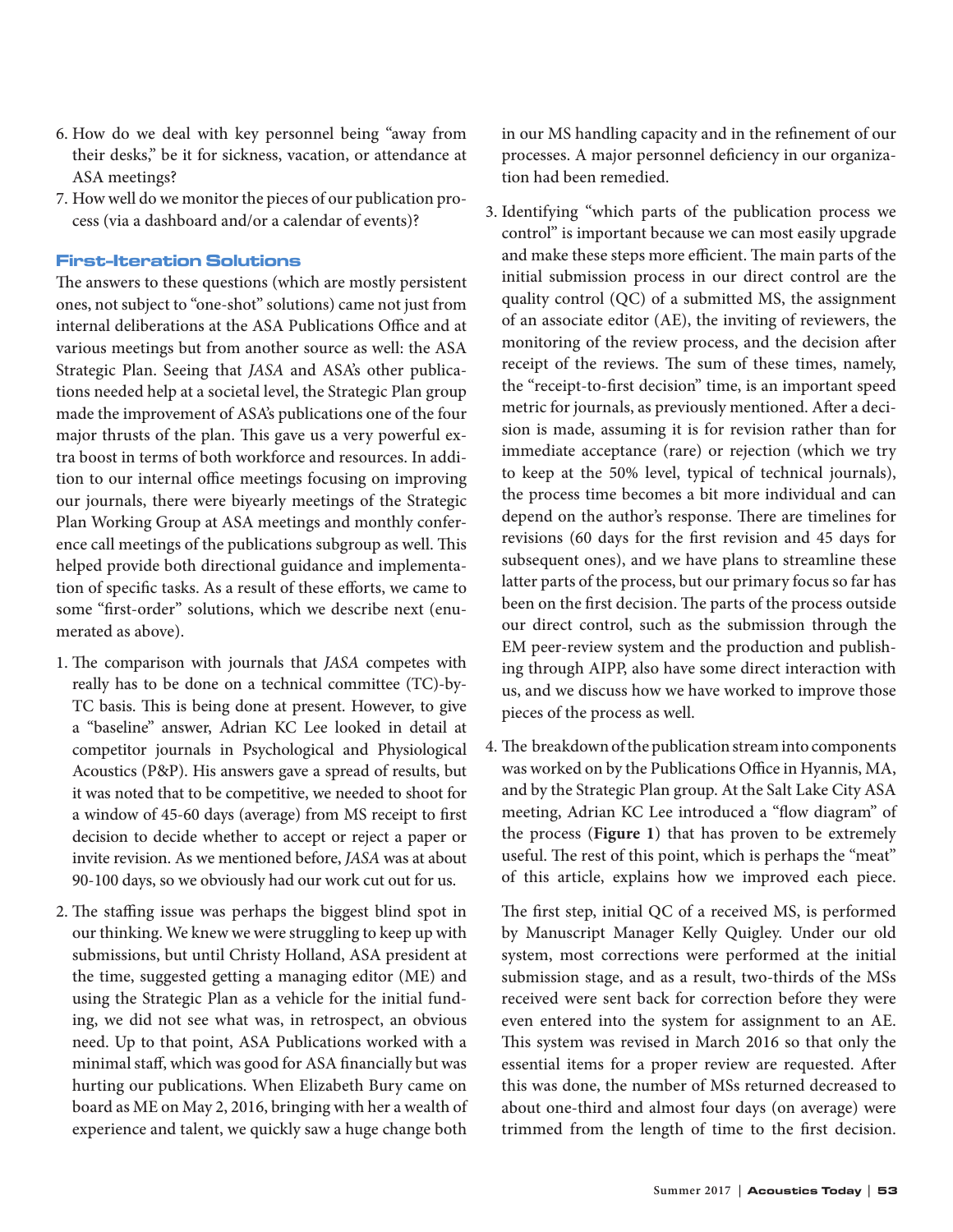6. How do we deal with key personnel being "away from their desks," be it for sickness, vacation, or attendance at ASA meetings?
7. How well do we monitor the pieces of our publication process (via a dashboard and/or a calendar of events)?

## First-Iteration Solutions

The answers to these questions (which are mostly persistent ones, not subject to "one-shot" solutions) came not just from internal deliberations at the ASA Publications Office and at various meetings but from another source as well: the ASA Strategic Plan. Seeing that *JASA* and ASA's other publications needed help at a societal level, the Strategic Plan group made the improvement of ASA's publications one of the four major thrusts of the plan. This gave us a very powerful extra boost in terms of both workforce and resources. In addition to our internal office meetings focusing on improving our journals, there were biyearly meetings of the Strategic Plan Working Group at ASA meetings and monthly conference call meetings of the publications subgroup as well. This helped provide both directional guidance and implementation of specific tasks. As a result of these efforts, we came to some "first-order" solutions, which we describe next (enumerated as above).

1. The comparison with journals that *JASA* competes with really has to be done on a technical committee (TC)-by-TC basis. This is being done at present. However, to give a "baseline" answer, Adrian KC Lee looked in detail at competitor journals in Psychological and Physiological Acoustics (P&P). His answers gave a spread of results, but it was noted that to be competitive, we needed to shoot for a window of 45-60 days (average) from MS receipt to first decision to decide whether to accept or reject a paper or invite revision. As we mentioned before, *JASA* was at about 90-100 days, so we obviously had our work cut out for us.

2. The staffing issue was perhaps the biggest blind spot in our thinking. We knew we were struggling to keep up with submissions, but until Christy Holland, ASA president at the time, suggested getting a managing editor (ME) and using the Strategic Plan as a vehicle for the initial funding, we did not see what was, in retrospect, an obvious need. Up to that point, ASA Publications worked with a minimal staff, which was good for ASA financially but was hurting our publications. When Elizabeth Bury came on board as ME on May 2, 2016, bringing with her a wealth of experience and talent, we quickly saw a huge change both in our MS handling capacity and in the refinement of our processes. A major personnel deficiency in our organization had been remedied.

3. Identifying "which parts of the publication process we control" is important because we can most easily upgrade and make these steps more efficient. The main parts of the initial submission process in our direct control are the quality control (QC) of a submitted MS, the assignment of an associate editor (AE), the inviting of reviewers, the monitoring of the review process, and the decision after receipt of the reviews. The sum of these times, namely, the "receipt-to-first decision" time, is an important speed metric for journals, as previously mentioned. After a decision is made, assuming it is for revision rather than for immediate acceptance (rare) or rejection (which we try to keep at the 50% level, typical of technical journals), the process time becomes a bit more individual and can depend on the author's response. There are timelines for revisions (60 days for the first revision and 45 days for subsequent ones), and we have plans to streamline these latter parts of the process, but our primary focus so far has been on the first decision. The parts of the process outside our direct control, such as the submission through the EM peer-review system and the production and publishing through AIPP, also have some direct interaction with us, and we discuss how we have worked to improve those pieces of the process as well.

4. The breakdown of the publication stream into components was worked on by the Publications Office in Hyannis, MA, and by the Strategic Plan group. At the Salt Lake City ASA meeting, Adrian KC Lee introduced a "flow diagram" of the process (**Figure 1**) that has proven to be extremely useful. The rest of this point, which is perhaps the "meat" of this article, explains how we improved each piece.

   The first step, initial QC of a received MS, is performed by Manuscript Manager Kelly Quigley. Under our old system, most corrections were performed at the initial submission stage, and as a result, two-thirds of the MSs received were sent back for correction before they were even entered into the system for assignment to an AE. This system was revised in March 2016 so that only the essential items for a proper review are requested. After this was done, the number of MSs returned decreased to about one-third and almost four days (on average) were trimmed from the length of time to the first decision.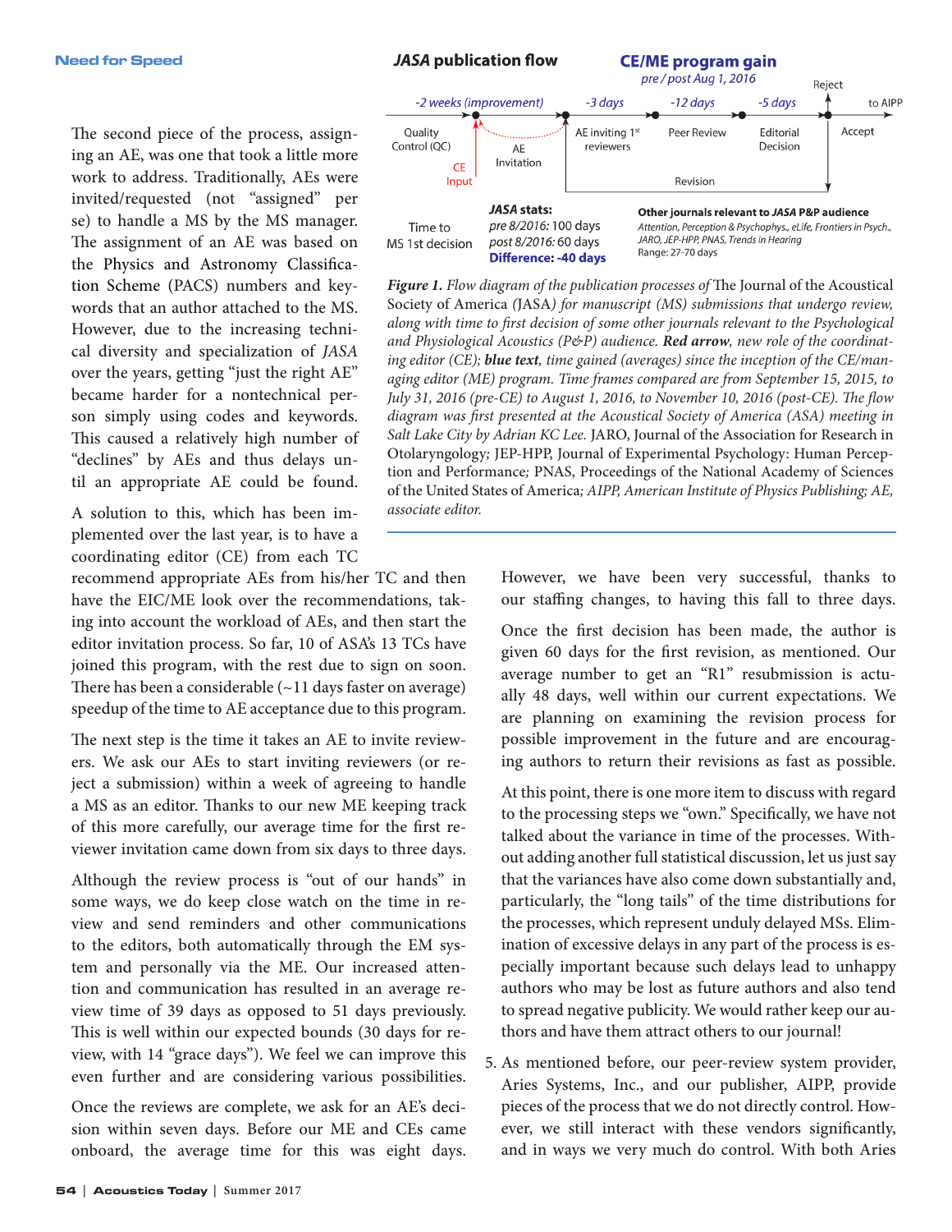The second piece of the process, assigning an AE, was one that took a little more work to address. Traditionally, AEs were invited/requested (not "assigned" per se) to handle a MS by the MS manager. The assignment of an AE was based on the Physics and Astronomy Classification Scheme (PACS) numbers and keywords that an author attached to the MS. However, due to the increasing technical diversity and specialization of *JASA* over the years, getting "just the right AE" became harder for a nontechnical person simply using codes and keywords. This caused a relatively high number of "declines" by AEs and thus delays until an appropriate AE could be found.

A solution to this, which has been implemented over the last year, is to have a coordinating editor (CE) from each TC recommend appropriate AEs from his/her TC and then have the EIC/ME look over the recommendations, taking into account the workload of AEs, and then start the editor invitation process. So far, 10 of ASA's 13 TCs have joined this program, with the rest due to sign on soon. There has been a considerable (~11 days faster on average) speedup of the time to AE acceptance due to this program.

The next step is the time it takes an AE to invite reviewers. We ask our AEs to start inviting reviewers (or reject a submission) within a week of agreeing to handle a MS as an editor. Thanks to our new ME keeping track of this more carefully, our average time for the first reviewer invitation came down from six days to three days.

Although the review process is "out of our hands" in some ways, we do keep close watch on the time in review and send reminders and other communications to the editors, both automatically through the EM system and personally via the ME. Our increased attention and communication has resulted in an average review time of 39 days as opposed to 51 days previously. This is well within our expected bounds (30 days for review, with 14 "grace days"). We feel we can improve this even further and are considering various possibilities.

Once the reviews are complete, we ask for an AE's decision within seven days. Before our ME and CEs came onboard, the average time for this was eight days. However, we have been very successful, thanks to our staffing changes, to having this fall to three days.

**JASA publication flow** — **CE/ME program gain** (*pre / post Aug 1, 2016*)

- Quality Control (QC) → *-2 weeks (improvement)* (CE Input; AE Invitation)
- AE inviting 1st reviewers → *-3 days*
- Peer Review → *-12 days*
- Editorial Decision → *-5 days*
- Accept → to AIPP; Reject; Revision

| Time to MS 1st decision | ***JASA* stats:** *pre 8/2016:* 100 days; *post 8/2016:* 60 days; **Difference: -40 days** | **Other journals relevant to *JASA* P&P audience** *Attention, Perception & Psychophys., eLife, Frontiers in Psych., JARO, JEP-HPP, PNAS, Trends in Hearing* Range: 27-70 days |
|---|---|---|

***Figure 1.*** *Flow diagram of the publication processes of* The Journal of the Acoustical Society of America (JASA) *for manuscript (MS) submissions that undergo review, along with time to first decision of some other journals relevant to the Psychological and Physiological Acoustics (P&P) audience.* ***Red arrow****, new role of the coordinating editor (CE);* ***blue text****, time gained (averages) since the inception of the CE/managing editor (ME) program. Time frames compared are from September 15, 2015, to July 31, 2016 (pre-CE) to August 1, 2016, to November 10, 2016 (post-CE). The flow diagram was first presented at the Acoustical Society of America (ASA) meeting in Salt Lake City by Adrian KC Lee.* JARO, Journal of the Association for Research in Otolaryngology; JEP-HPP, Journal of Experimental Psychology: Human Perception and Performance; PNAS, Proceedings of the National Academy of Sciences of the United States of America; *AIPP, American Institute of Physics Publishing; AE, associate editor.*

Once the first decision has been made, the author is given 60 days for the first revision, as mentioned. Our average number to get an "R1" resubmission is actually 48 days, well within our current expectations. We are planning on examining the revision process for possible improvement in the future and are encouraging authors to return their revisions as fast as possible.

At this point, there is one more item to discuss with regard to the processing steps we "own." Specifically, we have not talked about the variance in time of the processes. Without adding another full statistical discussion, let us just say that the variances have also come down substantially and, particularly, the "long tails" of the time distributions for the processes, which represent unduly delayed MSs. Elimination of excessive delays in any part of the process is especially important because such delays lead to unhappy authors who may be lost as future authors and also tend to spread negative publicity. We would rather keep our authors and have them attract others to our journal!

5. As mentioned before, our peer-review system provider, Aries Systems, Inc., and our publisher, AIPP, provide pieces of the process that we do not directly control. However, we still interact with these vendors significantly, and in ways we very much do control. With both Aries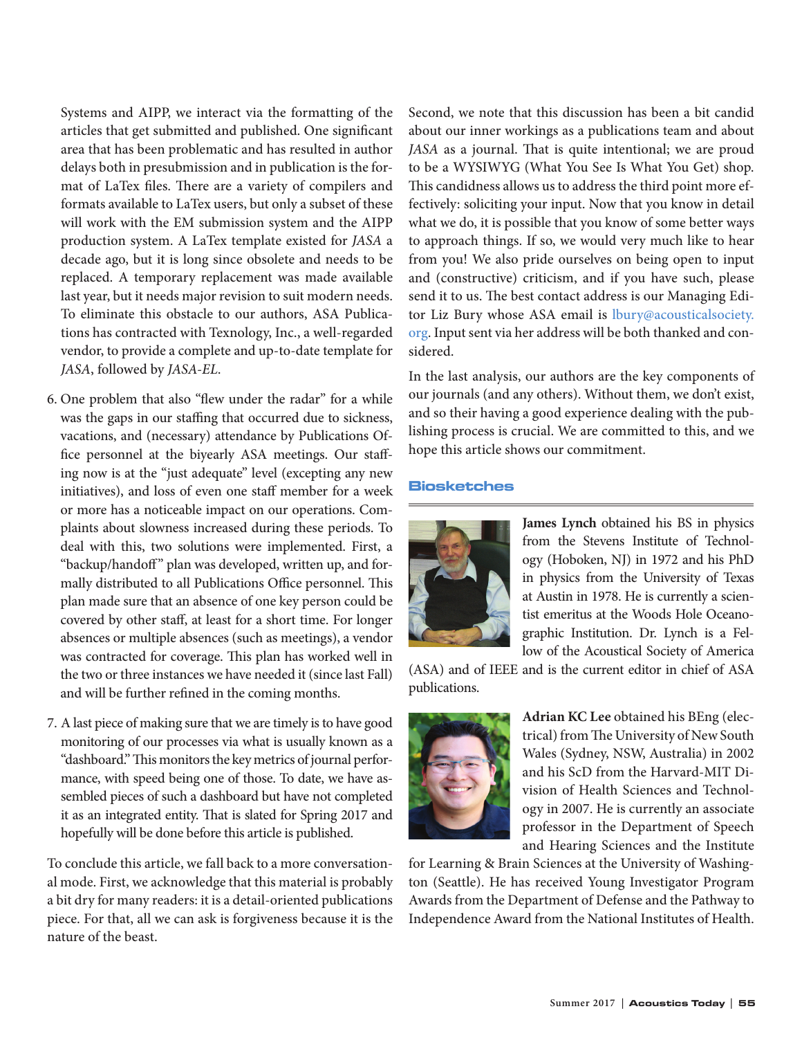Systems and AIPP, we interact via the formatting of the articles that get submitted and published. One significant area that has been problematic and has resulted in author delays both in presubmission and in publication is the format of LaTex files. There are a variety of compilers and formats available to LaTex users, but only a subset of these will work with the EM submission system and the AIPP production system. A LaTex template existed for *JASA* a decade ago, but it is long since obsolete and needs to be replaced. A temporary replacement was made available last year, but it needs major revision to suit modern needs. To eliminate this obstacle to our authors, ASA Publications has contracted with Texnology, Inc., a well-regarded vendor, to provide a complete and up-to-date template for *JASA*, followed by *JASA-EL*.

6. One problem that also "flew under the radar" for a while was the gaps in our staffing that occurred due to sickness, vacations, and (necessary) attendance by Publications Office personnel at the biyearly ASA meetings. Our staffing now is at the "just adequate" level (excepting any new initiatives), and loss of even one staff member for a week or more has a noticeable impact on our operations. Complaints about slowness increased during these periods. To deal with this, two solutions were implemented. First, a "backup/handoff" plan was developed, written up, and formally distributed to all Publications Office personnel. This plan made sure that an absence of one key person could be covered by other staff, at least for a short time. For longer absences or multiple absences (such as meetings), a vendor was contracted for coverage. This plan has worked well in the two or three instances we have needed it (since last Fall) and will be further refined in the coming months.

7. A last piece of making sure that we are timely is to have good monitoring of our processes via what is usually known as a "dashboard." This monitors the key metrics of journal performance, with speed being one of those. To date, we have assembled pieces of such a dashboard but have not completed it as an integrated entity. That is slated for Spring 2017 and hopefully will be done before this article is published.

To conclude this article, we fall back to a more conversational mode. First, we acknowledge that this material is probably a bit dry for many readers: it is a detail-oriented publications piece. For that, all we can ask is forgiveness because it is the nature of the beast.

Second, we note that this discussion has been a bit candid about our inner workings as a publications team and about *JASA* as a journal. That is quite intentional; we are proud to be a WYSIWYG (What You See Is What You Get) shop. This candidness allows us to address the third point more effectively: soliciting your input. Now that you know in detail what we do, it is possible that you know of some better ways to approach things. If so, we would very much like to hear from you! We also pride ourselves on being open to input and (constructive) criticism, and if you have such, please send it to us. The best contact address is our Managing Editor Liz Bury whose ASA email is lbury@acousticalsociety.org. Input sent via her address will be both thanked and considered.

In the last analysis, our authors are the key components of our journals (and any others). Without them, we don't exist, and so their having a good experience dealing with the publishing process is crucial. We are committed to this, and we hope this article shows our commitment.

## Biosketches

**James Lynch** obtained his BS in physics from the Stevens Institute of Technology (Hoboken, NJ) in 1972 and his PhD in physics from the University of Texas at Austin in 1978. He is currently a scientist emeritus at the Woods Hole Oceanographic Institution. Dr. Lynch is a Fellow of the Acoustical Society of America (ASA) and of IEEE and is the current editor in chief of ASA publications.

**Adrian KC Lee** obtained his BEng (electrical) from The University of New South Wales (Sydney, NSW, Australia) in 2002 and his ScD from the Harvard-MIT Division of Health Sciences and Technology in 2007. He is currently an associate professor in the Department of Speech and Hearing Sciences and the Institute for Learning & Brain Sciences at the University of Washington (Seattle). He has received Young Investigator Program Awards from the Department of Defense and the Pathway to Independence Award from the National Institutes of Health.